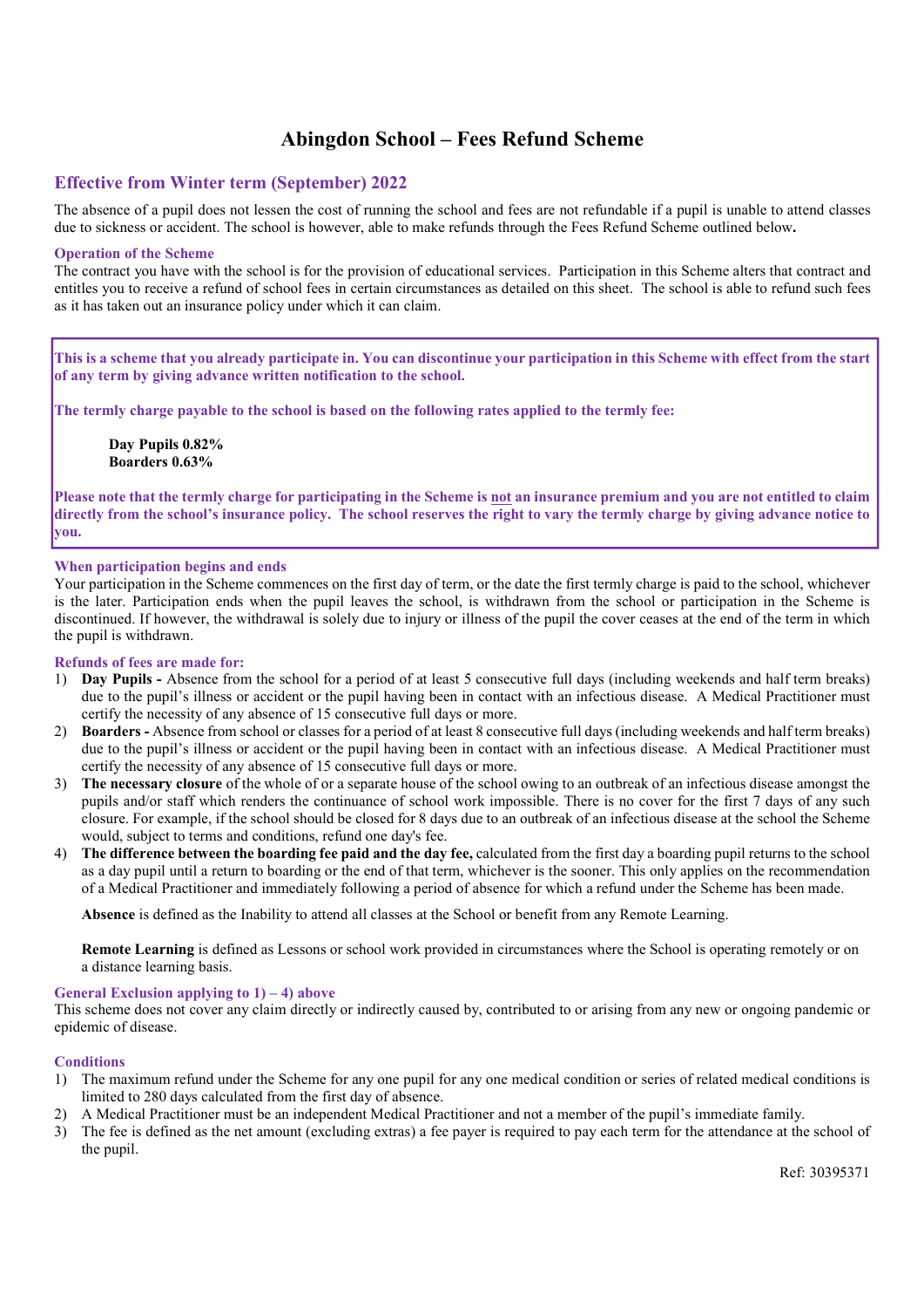# Abingdon School – Fees Refund Scheme

## Effective from Winter term (September) 2022

The absence of a pupil does not lessen the cost of running the school and fees are not refundable if a pupil is unable to attend classes due to sickness or accident. The school is however, able to make refunds through the Fees Refund Scheme outlined below**.**

### Operation of the Scheme

The contract you have with the school is for the provision of educational services. Participation in this Scheme alters that contract and entitles you to receive a refund of school fees in certain circumstances as detailed on this sheet. The school is able to refund such fees as it has taken out an insurance policy under which it can claim.

**This is a scheme that you already participate in. You can discontinue your participation in this Scheme with effect from the start of any term by giving advance written notification to the school.**

**The termly charge payable to the school is based on the following rates applied to the termly fee:**

**Day Pupils 0.82%**
**Boarders 0.63%**

**Please note that the termly charge for participating in the Scheme is not an insurance premium and you are not entitled to claim directly from the school's insurance policy. The school reserves the right to vary the termly charge by giving advance notice to you.**

### When participation begins and ends

Your participation in the Scheme commences on the first day of term, or the date the first termly charge is paid to the school, whichever is the later. Participation ends when the pupil leaves the school, is withdrawn from the school or participation in the Scheme is discontinued. If however, the withdrawal is solely due to injury or illness of the pupil the cover ceases at the end of the term in which the pupil is withdrawn.

### Refunds of fees are made for:

1) **Day Pupils -** Absence from the school for a period of at least 5 consecutive full days (including weekends and half term breaks) due to the pupil's illness or accident or the pupil having been in contact with an infectious disease. A Medical Practitioner must certify the necessity of any absence of 15 consecutive full days or more.
2) **Boarders -** Absence from school or classes for a period of at least 8 consecutive full days (including weekends and half term breaks) due to the pupil's illness or accident or the pupil having been in contact with an infectious disease. A Medical Practitioner must certify the necessity of any absence of 15 consecutive full days or more.
3) **The necessary closure** of the whole of or a separate house of the school owing to an outbreak of an infectious disease amongst the pupils and/or staff which renders the continuance of school work impossible. There is no cover for the first 7 days of any such closure. For example, if the school should be closed for 8 days due to an outbreak of an infectious disease at the school the Scheme would, subject to terms and conditions, refund one day's fee.
4) **The difference between the boarding fee paid and the day fee,** calculated from the first day a boarding pupil returns to the school as a day pupil until a return to boarding or the end of that term, whichever is the sooner. This only applies on the recommendation of a Medical Practitioner and immediately following a period of absence for which a refund under the Scheme has been made.

   **Absence** is defined as the Inability to attend all classes at the School or benefit from any Remote Learning.

   **Remote Learning** is defined as Lessons or school work provided in circumstances where the School is operating remotely or on a distance learning basis.

### General Exclusion applying to 1) – 4) above

This scheme does not cover any claim directly or indirectly caused by, contributed to or arising from any new or ongoing pandemic or epidemic of disease.

### Conditions

1) The maximum refund under the Scheme for any one pupil for any one medical condition or series of related medical conditions is limited to 280 days calculated from the first day of absence.
2) A Medical Practitioner must be an independent Medical Practitioner and not a member of the pupil's immediate family.
3) The fee is defined as the net amount (excluding extras) a fee payer is required to pay each term for the attendance at the school of the pupil.

Ref: 30395371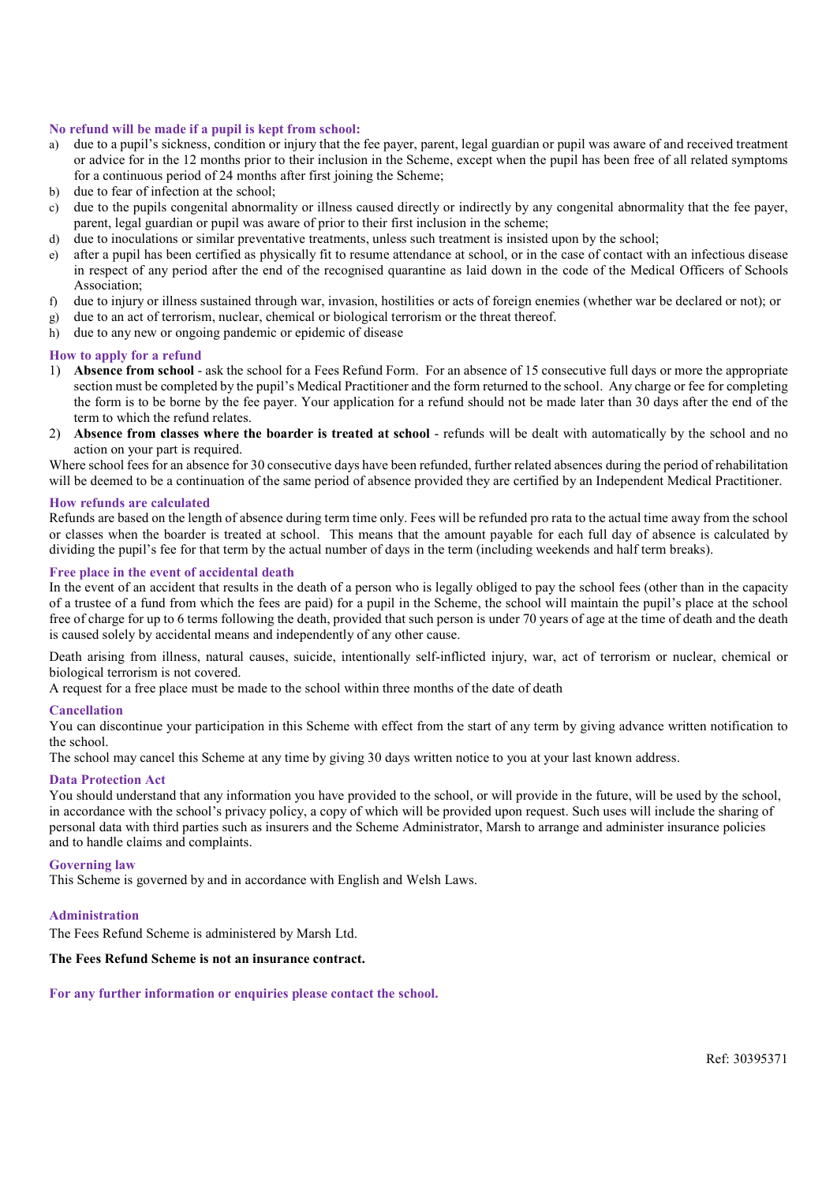### No refund will be made if a pupil is kept from school:

a) due to a pupil's sickness, condition or injury that the fee payer, parent, legal guardian or pupil was aware of and received treatment or advice for in the 12 months prior to their inclusion in the Scheme, except when the pupil has been free of all related symptoms for a continuous period of 24 months after first joining the Scheme;
b) due to fear of infection at the school;
c) due to the pupils congenital abnormality or illness caused directly or indirectly by any congenital abnormality that the fee payer, parent, legal guardian or pupil was aware of prior to their first inclusion in the scheme;
d) due to inoculations or similar preventative treatments, unless such treatment is insisted upon by the school;
e) after a pupil has been certified as physically fit to resume attendance at school, or in the case of contact with an infectious disease in respect of any period after the end of the recognised quarantine as laid down in the code of the Medical Officers of Schools Association;
f) due to injury or illness sustained through war, invasion, hostilities or acts of foreign enemies (whether war be declared or not); or
g) due to an act of terrorism, nuclear, chemical or biological terrorism or the threat thereof.
h) due to any new or ongoing pandemic or epidemic of disease

### How to apply for a refund

1) **Absence from school** - ask the school for a Fees Refund Form. For an absence of 15 consecutive full days or more the appropriate section must be completed by the pupil's Medical Practitioner and the form returned to the school. Any charge or fee for completing the form is to be borne by the fee payer. Your application for a refund should not be made later than 30 days after the end of the term to which the refund relates.
2) **Absence from classes where the boarder is treated at school** - refunds will be dealt with automatically by the school and no action on your part is required.

Where school fees for an absence for 30 consecutive days have been refunded, further related absences during the period of rehabilitation will be deemed to be a continuation of the same period of absence provided they are certified by an Independent Medical Practitioner.

### How refunds are calculated

Refunds are based on the length of absence during term time only. Fees will be refunded pro rata to the actual time away from the school or classes when the boarder is treated at school. This means that the amount payable for each full day of absence is calculated by dividing the pupil's fee for that term by the actual number of days in the term (including weekends and half term breaks).

### Free place in the event of accidental death

In the event of an accident that results in the death of a person who is legally obliged to pay the school fees (other than in the capacity of a trustee of a fund from which the fees are paid) for a pupil in the Scheme, the school will maintain the pupil's place at the school free of charge for up to 6 terms following the death, provided that such person is under 70 years of age at the time of death and the death is caused solely by accidental means and independently of any other cause.

Death arising from illness, natural causes, suicide, intentionally self-inflicted injury, war, act of terrorism or nuclear, chemical or biological terrorism is not covered.

A request for a free place must be made to the school within three months of the date of death

### Cancellation

You can discontinue your participation in this Scheme with effect from the start of any term by giving advance written notification to the school.

The school may cancel this Scheme at any time by giving 30 days written notice to you at your last known address.

### Data Protection Act

You should understand that any information you have provided to the school, or will provide in the future, will be used by the school, in accordance with the school's privacy policy, a copy of which will be provided upon request. Such uses will include the sharing of personal data with third parties such as insurers and the Scheme Administrator, Marsh to arrange and administer insurance policies and to handle claims and complaints.

### Governing law

This Scheme is governed by and in accordance with English and Welsh Laws.

### Administration

The Fees Refund Scheme is administered by Marsh Ltd.

**The Fees Refund Scheme is not an insurance contract.**

**For any further information or enquiries please contact the school.**

Ref: 30395371